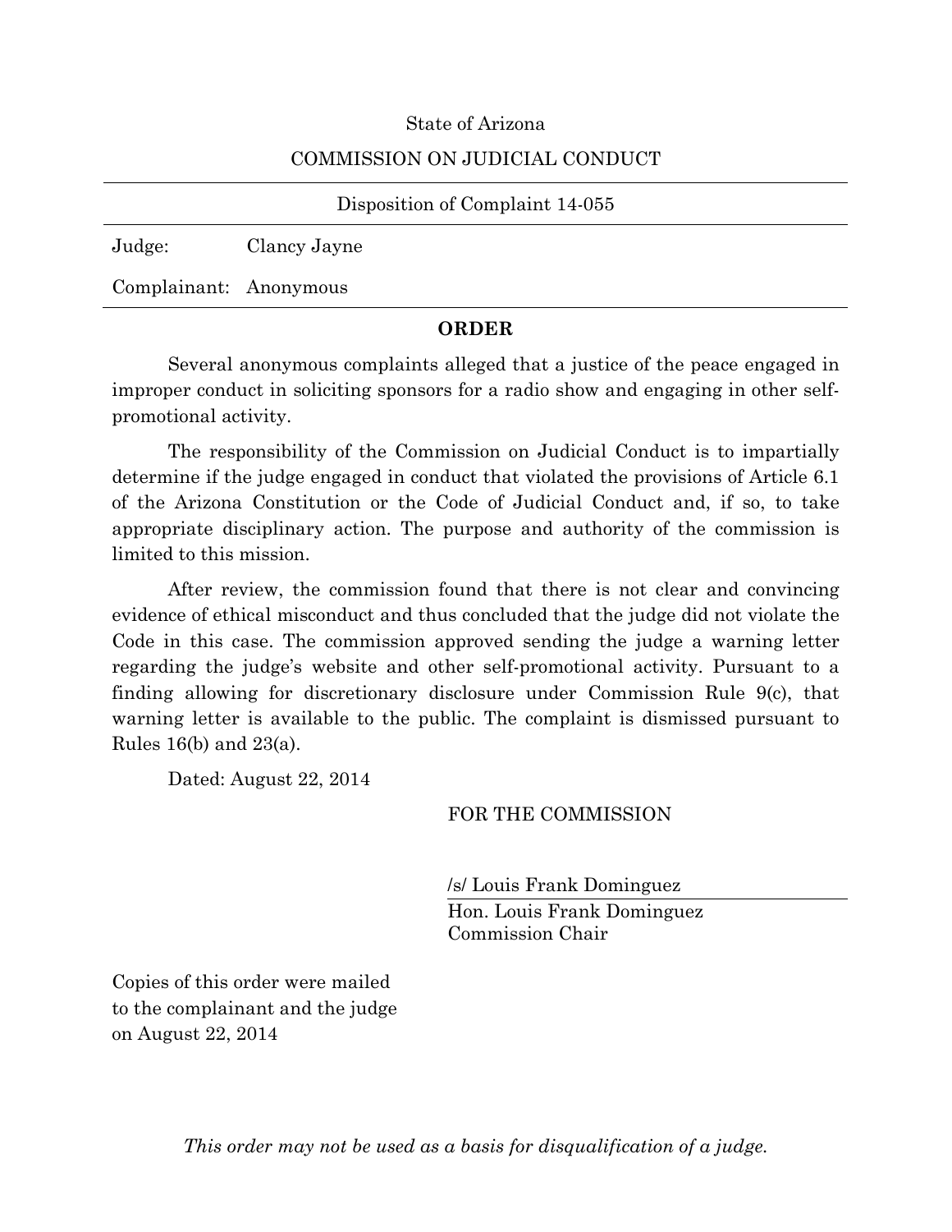State of Arizona

COMMISSION ON JUDICIAL CONDUCT

---

Disposition of Complaint 14-055

---

Judge: Clancy Jayne

Complainant: Anonymous

---

**ORDER**

Several anonymous complaints alleged that a justice of the peace engaged in improper conduct in soliciting sponsors for a radio show and engaging in other self-promotional activity.

The responsibility of the Commission on Judicial Conduct is to impartially determine if the judge engaged in conduct that violated the provisions of Article 6.1 of the Arizona Constitution or the Code of Judicial Conduct and, if so, to take appropriate disciplinary action. The purpose and authority of the commission is limited to this mission.

After review, the commission found that there is not clear and convincing evidence of ethical misconduct and thus concluded that the judge did not violate the Code in this case. The commission approved sending the judge a warning letter regarding the judge's website and other self-promotional activity. Pursuant to a finding allowing for discretionary disclosure under Commission Rule 9(c), that warning letter is available to the public. The complaint is dismissed pursuant to Rules 16(b) and 23(a).

Dated: August 22, 2014

FOR THE COMMISSION

/s/ Louis Frank Dominguez

Hon. Louis Frank Dominguez
Commission Chair

Copies of this order were mailed to the complainant and the judge on August 22, 2014

*This order may not be used as a basis for disqualification of a judge.*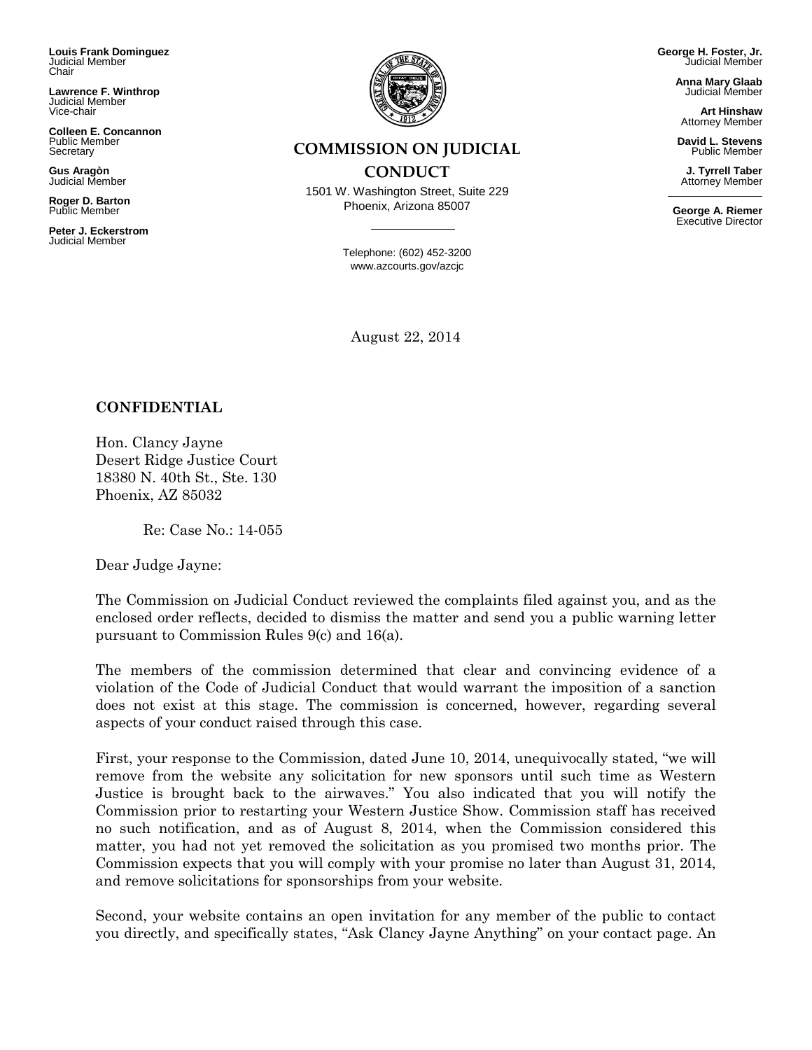**Louis Frank Dominguez**
Judicial Member
Chair

**Lawrence F. Winthrop**
Judicial Member
Vice-chair

**Colleen E. Concannon**
Public Member
Secretary

**Gus Aragòn**
Judicial Member

**Roger D. Barton**
Public Member

**Peter J. Eckerstrom**
Judicial Member

**COMMISSION ON JUDICIAL CONDUCT**

1501 W. Washington Street, Suite 229
Phoenix, Arizona 85007

Telephone: (602) 452-3200
www.azcourts.gov/azcjc

**George H. Foster, Jr.**
Judicial Member

**Anna Mary Glaab**
Judicial Member

**Art Hinshaw**
Attorney Member

**David L. Stevens**
Public Member

**J. Tyrrell Taber**
Attorney Member

**George A. Riemer**
Executive Director

August 22, 2014

**CONFIDENTIAL**

Hon. Clancy Jayne
Desert Ridge Justice Court
18380 N. 40th St., Ste. 130
Phoenix, AZ 85032

Re: Case No.: 14-055

Dear Judge Jayne:

The Commission on Judicial Conduct reviewed the complaints filed against you, and as the enclosed order reflects, decided to dismiss the matter and send you a public warning letter pursuant to Commission Rules 9(c) and 16(a).

The members of the commission determined that clear and convincing evidence of a violation of the Code of Judicial Conduct that would warrant the imposition of a sanction does not exist at this stage. The commission is concerned, however, regarding several aspects of your conduct raised through this case.

First, your response to the Commission, dated June 10, 2014, unequivocally stated, "we will remove from the website any solicitation for new sponsors until such time as Western Justice is brought back to the airwaves." You also indicated that you will notify the Commission prior to restarting your Western Justice Show. Commission staff has received no such notification, and as of August 8, 2014, when the Commission considered this matter, you had not yet removed the solicitation as you promised two months prior. The Commission expects that you will comply with your promise no later than August 31, 2014, and remove solicitations for sponsorships from your website.

Second, your website contains an open invitation for any member of the public to contact you directly, and specifically states, "Ask Clancy Jayne Anything" on your contact page. An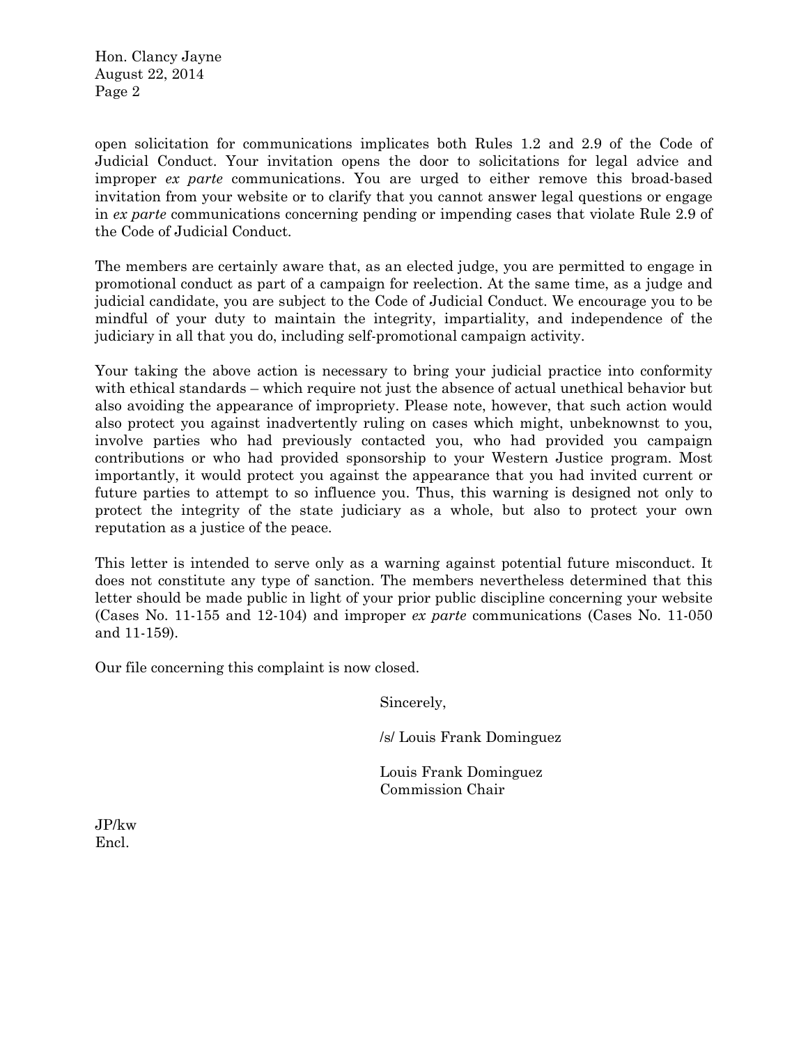open solicitation for communications implicates both Rules 1.2 and 2.9 of the Code of Judicial Conduct. Your invitation opens the door to solicitations for legal advice and improper *ex parte* communications. You are urged to either remove this broad-based invitation from your website or to clarify that you cannot answer legal questions or engage in *ex parte* communications concerning pending or impending cases that violate Rule 2.9 of the Code of Judicial Conduct.

The members are certainly aware that, as an elected judge, you are permitted to engage in promotional conduct as part of a campaign for reelection. At the same time, as a judge and judicial candidate, you are subject to the Code of Judicial Conduct. We encourage you to be mindful of your duty to maintain the integrity, impartiality, and independence of the judiciary in all that you do, including self-promotional campaign activity.

Your taking the above action is necessary to bring your judicial practice into conformity with ethical standards – which require not just the absence of actual unethical behavior but also avoiding the appearance of impropriety. Please note, however, that such action would also protect you against inadvertently ruling on cases which might, unbeknownst to you, involve parties who had previously contacted you, who had provided you campaign contributions or who had provided sponsorship to your Western Justice program. Most importantly, it would protect you against the appearance that you had invited current or future parties to attempt to so influence you. Thus, this warning is designed not only to protect the integrity of the state judiciary as a whole, but also to protect your own reputation as a justice of the peace.

This letter is intended to serve only as a warning against potential future misconduct. It does not constitute any type of sanction. The members nevertheless determined that this letter should be made public in light of your prior public discipline concerning your website (Cases No. 11-155 and 12-104) and improper *ex parte* communications (Cases No. 11-050 and 11-159).

Our file concerning this complaint is now closed.

Sincerely,

/s/ Louis Frank Dominguez

Louis Frank Dominguez
Commission Chair

JP/kw
Encl.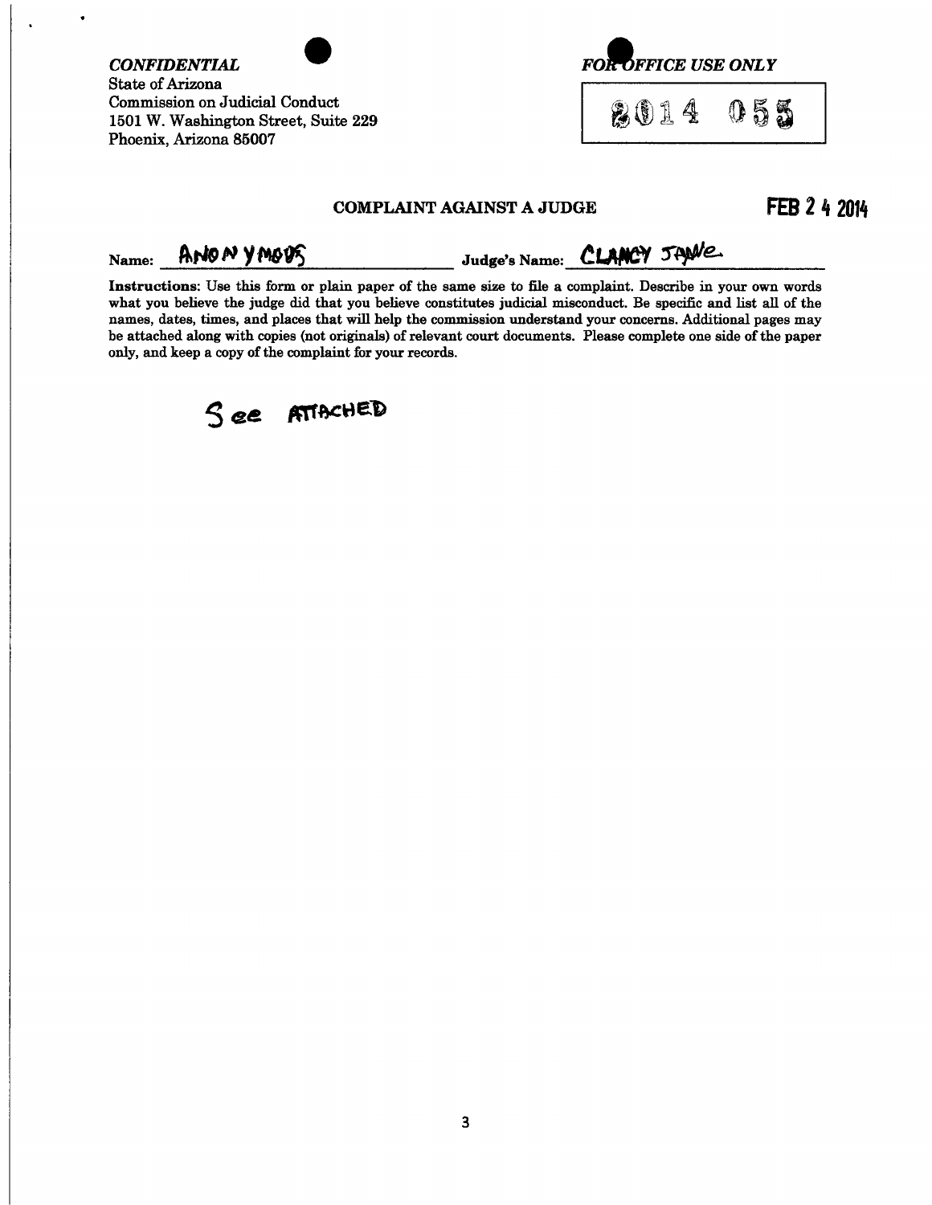*CONFIDENTIAL*
State of Arizona
Commission on Judicial Conduct
1501 W. Washington Street, Suite 229
Phoenix, Arizona 85007

*FOR OFFICE USE ONLY*

2014 055

## COMPLAINT AGAINST A JUDGE

FEB 24 2014

Name: ANONYMOUS Judge's Name: CLANCY JAYNE

**Instructions**: Use this form or plain paper of the same size to file a complaint. Describe in your own words what you believe the judge did that you believe constitutes judicial misconduct. Be specific and list all of the names, dates, times, and places that will help the commission understand your concerns. Additional pages may be attached along with copies (not originals) of relevant court documents. Please complete one side of the paper only, and keep a copy of the complaint for your records.

See ATTACHED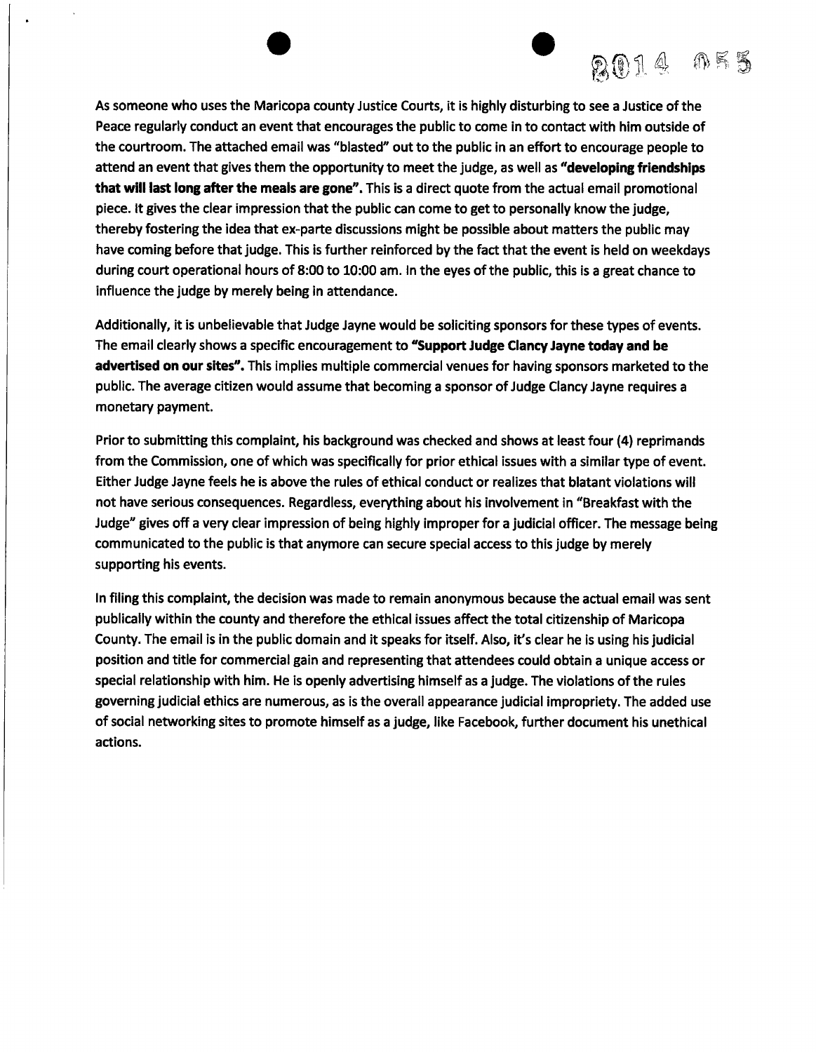As someone who uses the Maricopa county Justice Courts, it is highly disturbing to see a Justice of the Peace regularly conduct an event that encourages the public to come in to contact with him outside of the courtroom. The attached email was "blasted" out to the public in an effort to encourage people to attend an event that gives them the opportunity to meet the judge, as well as **"developing friendships that will last long after the meals are gone"**. This is a direct quote from the actual email promotional piece. It gives the clear impression that the public can come to get to personally know the judge, thereby fostering the idea that ex-parte discussions might be possible about matters the public may have coming before that judge. This is further reinforced by the fact that the event is held on weekdays during court operational hours of 8:00 to 10:00 am. In the eyes of the public, this is a great chance to influence the judge by merely being in attendance.

Additionally, it is unbelievable that Judge Jayne would be soliciting sponsors for these types of events. The email clearly shows a specific encouragement to **"Support Judge Clancy Jayne today and be advertised on our sites"**. This implies multiple commercial venues for having sponsors marketed to the public. The average citizen would assume that becoming a sponsor of Judge Clancy Jayne requires a monetary payment.

Prior to submitting this complaint, his background was checked and shows at least four (4) reprimands from the Commission, one of which was specifically for prior ethical issues with a similar type of event. Either Judge Jayne feels he is above the rules of ethical conduct or realizes that blatant violations will not have serious consequences. Regardless, everything about his involvement in "Breakfast with the Judge" gives off a very clear impression of being highly improper for a judicial officer. The message being communicated to the public is that anymore can secure special access to this judge by merely supporting his events.

In filing this complaint, the decision was made to remain anonymous because the actual email was sent publically within the county and therefore the ethical issues affect the total citizenship of Maricopa County. The email is in the public domain and it speaks for itself. Also, it's clear he is using his judicial position and title for commercial gain and representing that attendees could obtain a unique access or special relationship with him. He is openly advertising himself as a judge. The violations of the rules governing judicial ethics are numerous, as is the overall appearance judicial impropriety. The added use of social networking sites to promote himself as a judge, like Facebook, further document his unethical actions.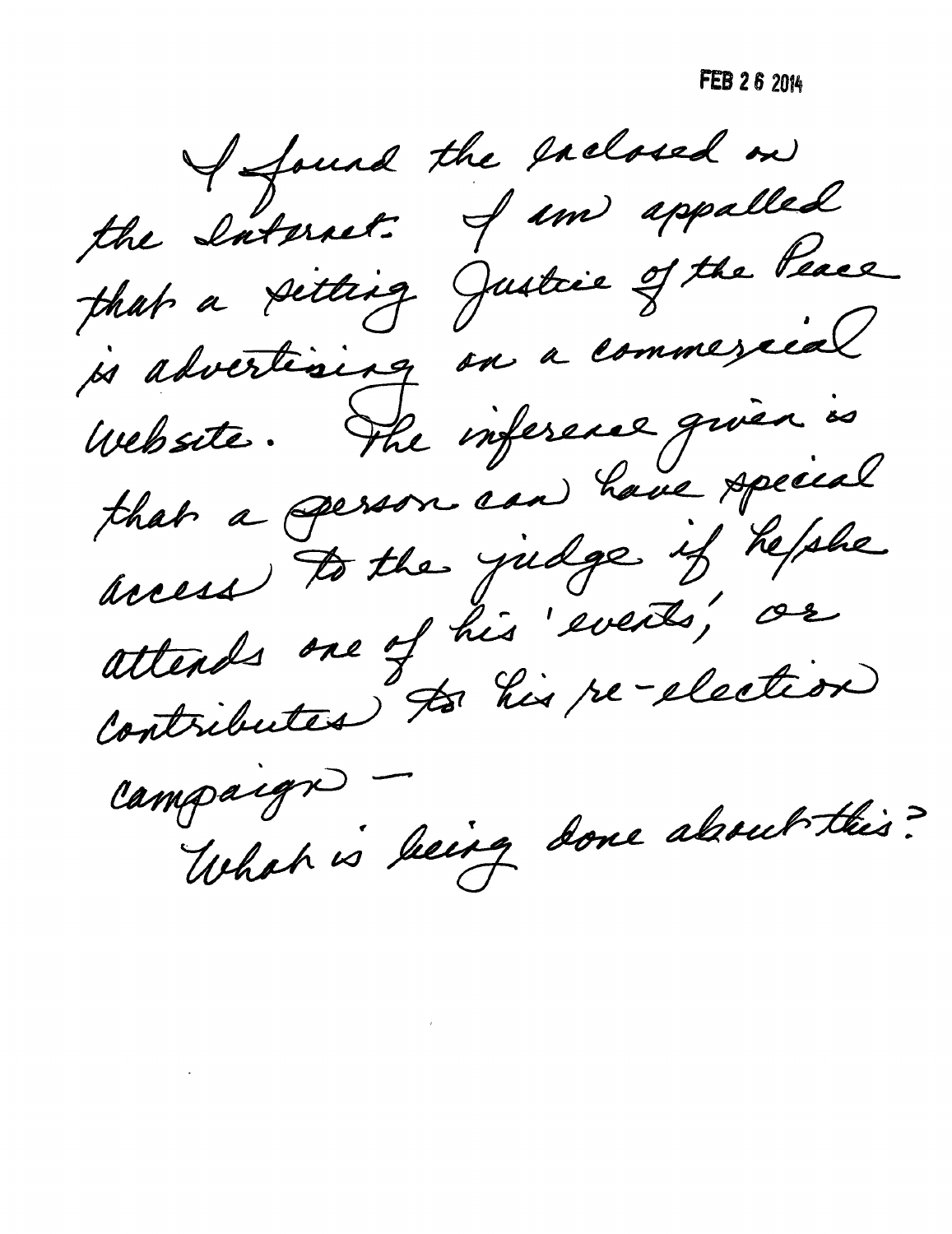FEB 26 2014

I found the enclosed on the Internet. I am appalled that a sitting Justice of the Peace is advertising on a commercial website. The inference given is that a person can have special access to the judge if he/she attends one of his 'events', or contributes to his re-election campaign —

What is being done about this?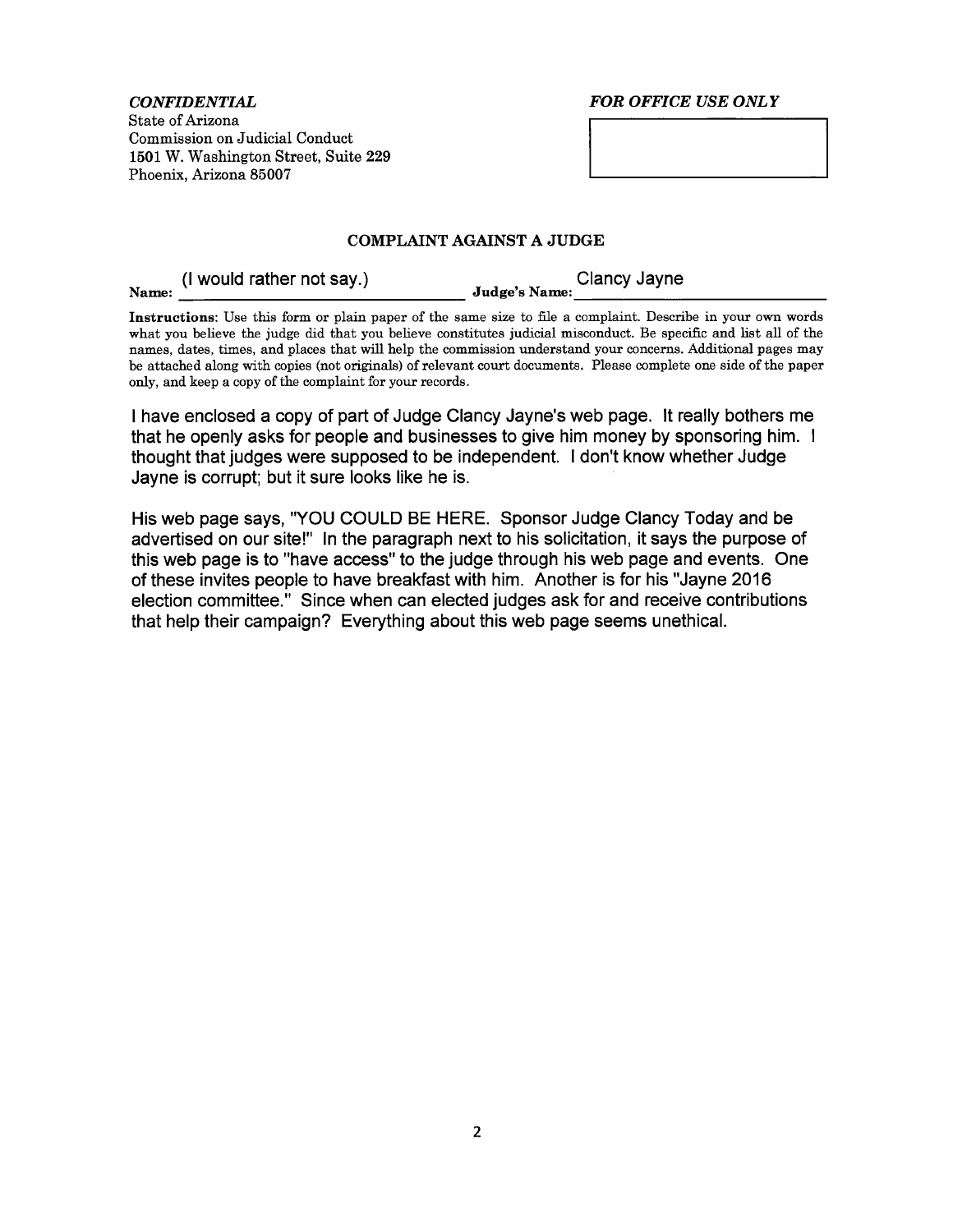*CONFIDENTIAL*

State of Arizona
Commission on Judicial Conduct
1501 W. Washington Street, Suite 229
Phoenix, Arizona 85007

*FOR OFFICE USE ONLY*

## COMPLAINT AGAINST A JUDGE

**Name:** (I would rather not say.) **Judge's Name:** Clancy Jayne

**Instructions:** Use this form or plain paper of the same size to file a complaint. Describe in your own words what you believe the judge did that you believe constitutes judicial misconduct. Be specific and list all of the names, dates, times, and places that will help the commission understand your concerns. Additional pages may be attached along with copies (not originals) of relevant court documents. Please complete one side of the paper only, and keep a copy of the complaint for your records.

I have enclosed a copy of part of Judge Clancy Jayne's web page. It really bothers me that he openly asks for people and businesses to give him money by sponsoring him. I thought that judges were supposed to be independent. I don't know whether Judge Jayne is corrupt; but it sure looks like he is.

His web page says, "YOU COULD BE HERE. Sponsor Judge Clancy Today and be advertised on our site!" In the paragraph next to his solicitation, it says the purpose of this web page is to "have access" to the judge through his web page and events. One of these invites people to have breakfast with him. Another is for his "Jayne 2016 election committee." Since when can elected judges ask for and receive contributions that help their campaign? Everything about this web page seems unethical.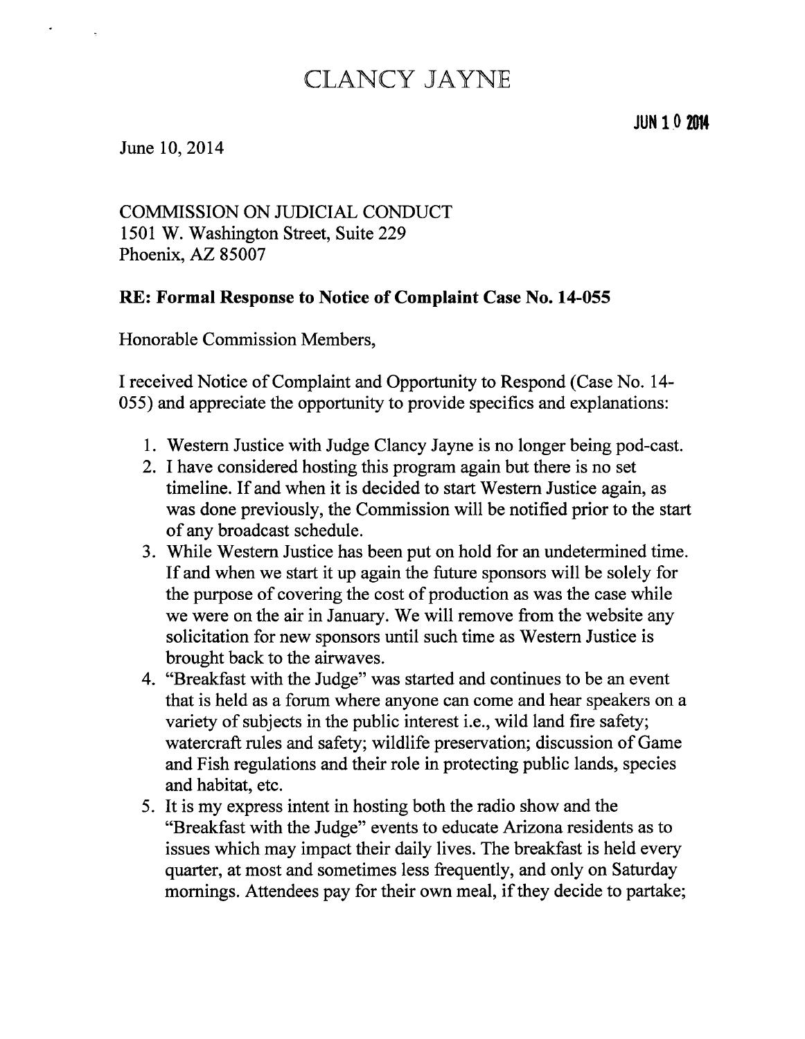# CLANCY JAYNE

**JUN 10 2014**

June 10, 2014

COMMISSION ON JUDICIAL CONDUCT
1501 W. Washington Street, Suite 229
Phoenix, AZ 85007

**RE: Formal Response to Notice of Complaint Case No. 14-055**

Honorable Commission Members,

I received Notice of Complaint and Opportunity to Respond (Case No. 14-055) and appreciate the opportunity to provide specifics and explanations:

1. Western Justice with Judge Clancy Jayne is no longer being pod-cast.
2. I have considered hosting this program again but there is no set timeline. If and when it is decided to start Western Justice again, as was done previously, the Commission will be notified prior to the start of any broadcast schedule.
3. While Western Justice has been put on hold for an undetermined time. If and when we start it up again the future sponsors will be solely for the purpose of covering the cost of production as was the case while we were on the air in January. We will remove from the website any solicitation for new sponsors until such time as Western Justice is brought back to the airwaves.
4. "Breakfast with the Judge" was started and continues to be an event that is held as a forum where anyone can come and hear speakers on a variety of subjects in the public interest i.e., wild land fire safety; watercraft rules and safety; wildlife preservation; discussion of Game and Fish regulations and their role in protecting public lands, species and habitat, etc.
5. It is my express intent in hosting both the radio show and the "Breakfast with the Judge" events to educate Arizona residents as to issues which may impact their daily lives. The breakfast is held every quarter, at most and sometimes less frequently, and only on Saturday mornings. Attendees pay for their own meal, if they decide to partake;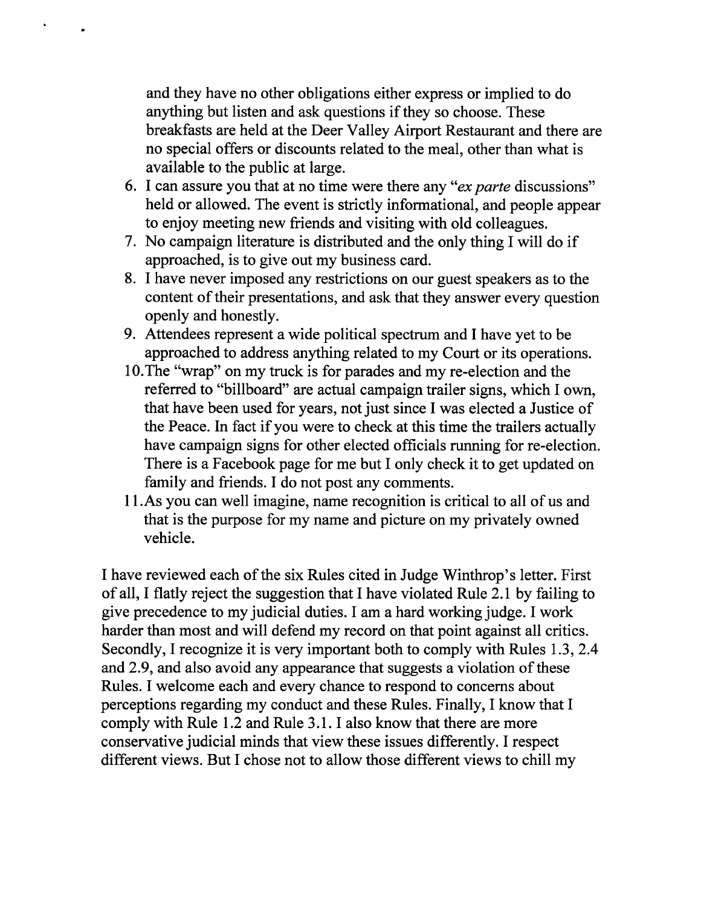and they have no other obligations either express or implied to do anything but listen and ask questions if they so choose. These breakfasts are held at the Deer Valley Airport Restaurant and there are no special offers or discounts related to the meal, other than what is available to the public at large.

6. I can assure you that at no time were there any "*ex parte* discussions" held or allowed. The event is strictly informational, and people appear to enjoy meeting new friends and visiting with old colleagues.
7. No campaign literature is distributed and the only thing I will do if approached, is to give out my business card.
8. I have never imposed any restrictions on our guest speakers as to the content of their presentations, and ask that they answer every question openly and honestly.
9. Attendees represent a wide political spectrum and I have yet to be approached to address anything related to my Court or its operations.
10. The "wrap" on my truck is for parades and my re-election and the referred to "billboard" are actual campaign trailer signs, which I own, that have been used for years, not just since I was elected a Justice of the Peace. In fact if you were to check at this time the trailers actually have campaign signs for other elected officials running for re-election. There is a Facebook page for me but I only check it to get updated on family and friends. I do not post any comments.
11. As you can well imagine, name recognition is critical to all of us and that is the purpose for my name and picture on my privately owned vehicle.

I have reviewed each of the six Rules cited in Judge Winthrop's letter. First of all, I flatly reject the suggestion that I have violated Rule 2.1 by failing to give precedence to my judicial duties. I am a hard working judge. I work harder than most and will defend my record on that point against all critics. Secondly, I recognize it is very important both to comply with Rules 1.3, 2.4 and 2.9, and also avoid any appearance that suggests a violation of these Rules. I welcome each and every chance to respond to concerns about perceptions regarding my conduct and these Rules. Finally, I know that I comply with Rule 1.2 and Rule 3.1. I also know that there are more conservative judicial minds that view these issues differently. I respect different views. But I chose not to allow those different views to chill my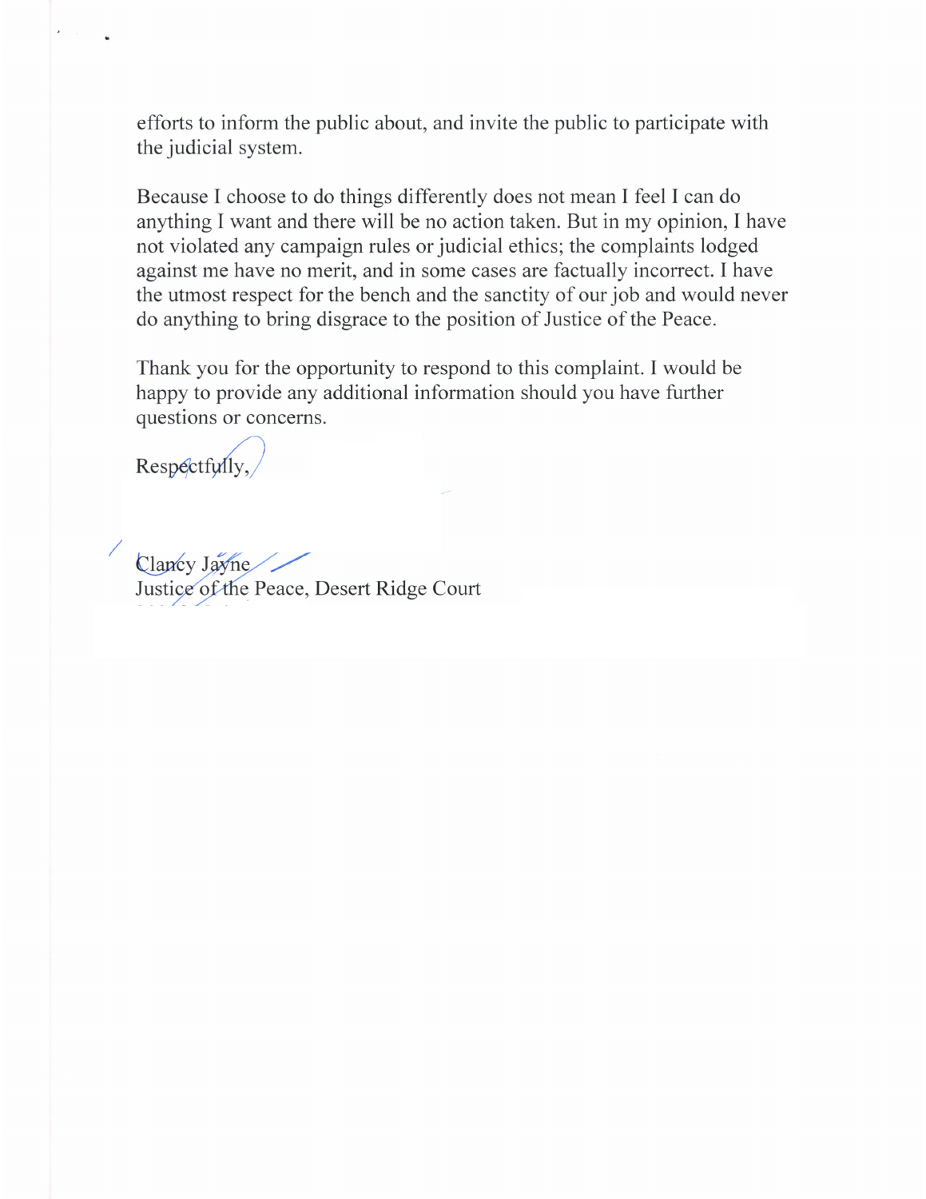efforts to inform the public about, and invite the public to participate with the judicial system.

Because I choose to do things differently does not mean I feel I can do anything I want and there will be no action taken. But in my opinion, I have not violated any campaign rules or judicial ethics; the complaints lodged against me have no merit, and in some cases are factually incorrect. I have the utmost respect for the bench and the sanctity of our job and would never do anything to bring disgrace to the position of Justice of the Peace.

Thank you for the opportunity to respond to this complaint. I would be happy to provide any additional information should you have further questions or concerns.

Respectfully,

Clancy Jayne
Justice of the Peace, Desert Ridge Court